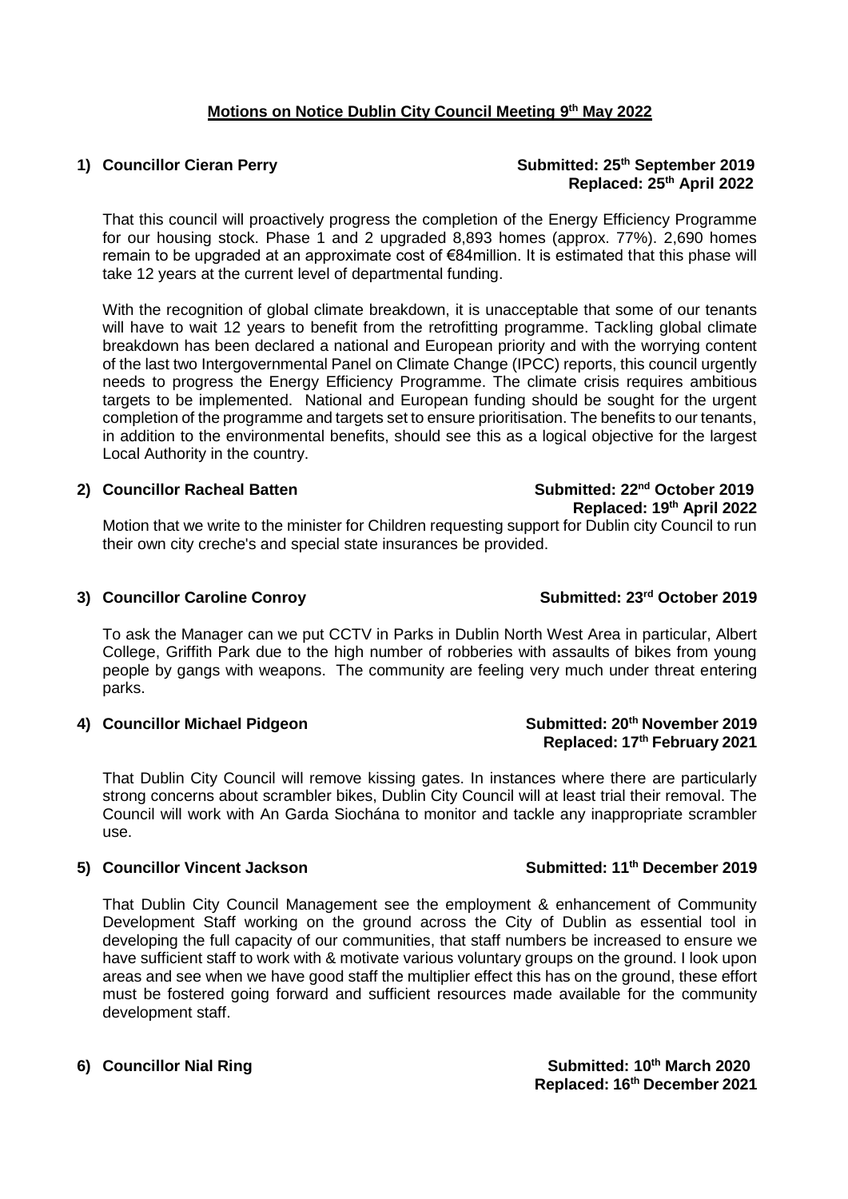# Motions on Notice Dublin City Council Meeting 9th May 2022

**1) Councillor Cieran Perry** **Submitted: 25th September 2019**
**Replaced: 25th April 2022**

That this council will proactively progress the completion of the Energy Efficiency Programme for our housing stock. Phase 1 and 2 upgraded 8,893 homes (approx. 77%). 2,690 homes remain to be upgraded at an approximate cost of €84million. It is estimated that this phase will take 12 years at the current level of departmental funding.

With the recognition of global climate breakdown, it is unacceptable that some of our tenants will have to wait 12 years to benefit from the retrofitting programme. Tackling global climate breakdown has been declared a national and European priority and with the worrying content of the last two Intergovernmental Panel on Climate Change (IPCC) reports, this council urgently needs to progress the Energy Efficiency Programme. The climate crisis requires ambitious targets to be implemented. National and European funding should be sought for the urgent completion of the programme and targets set to ensure prioritisation. The benefits to our tenants, in addition to the environmental benefits, should see this as a logical objective for the largest Local Authority in the country.

**2) Councillor Racheal Batten** **Submitted: 22nd October 2019**
**Replaced: 19th April 2022**

Motion that we write to the minister for Children requesting support for Dublin city Council to run their own city creche's and special state insurances be provided.

**3) Councillor Caroline Conroy** **Submitted: 23rd October 2019**

To ask the Manager can we put CCTV in Parks in Dublin North West Area in particular, Albert College, Griffith Park due to the high number of robberies with assaults of bikes from young people by gangs with weapons. The community are feeling very much under threat entering parks.

**4) Councillor Michael Pidgeon** **Submitted: 20th November 2019**
**Replaced: 17th February 2021**

That Dublin City Council will remove kissing gates. In instances where there are particularly strong concerns about scrambler bikes, Dublin City Council will at least trial their removal. The Council will work with An Garda Siochána to monitor and tackle any inappropriate scrambler use.

**5) Councillor Vincent Jackson** **Submitted: 11th December 2019**

That Dublin City Council Management see the employment & enhancement of Community Development Staff working on the ground across the City of Dublin as essential tool in developing the full capacity of our communities, that staff numbers be increased to ensure we have sufficient staff to work with & motivate various voluntary groups on the ground. I look upon areas and see when we have good staff the multiplier effect this has on the ground, these effort must be fostered going forward and sufficient resources made available for the community development staff.

**6) Councillor Nial Ring** **Submitted: 10th March 2020**
**Replaced: 16th December 2021**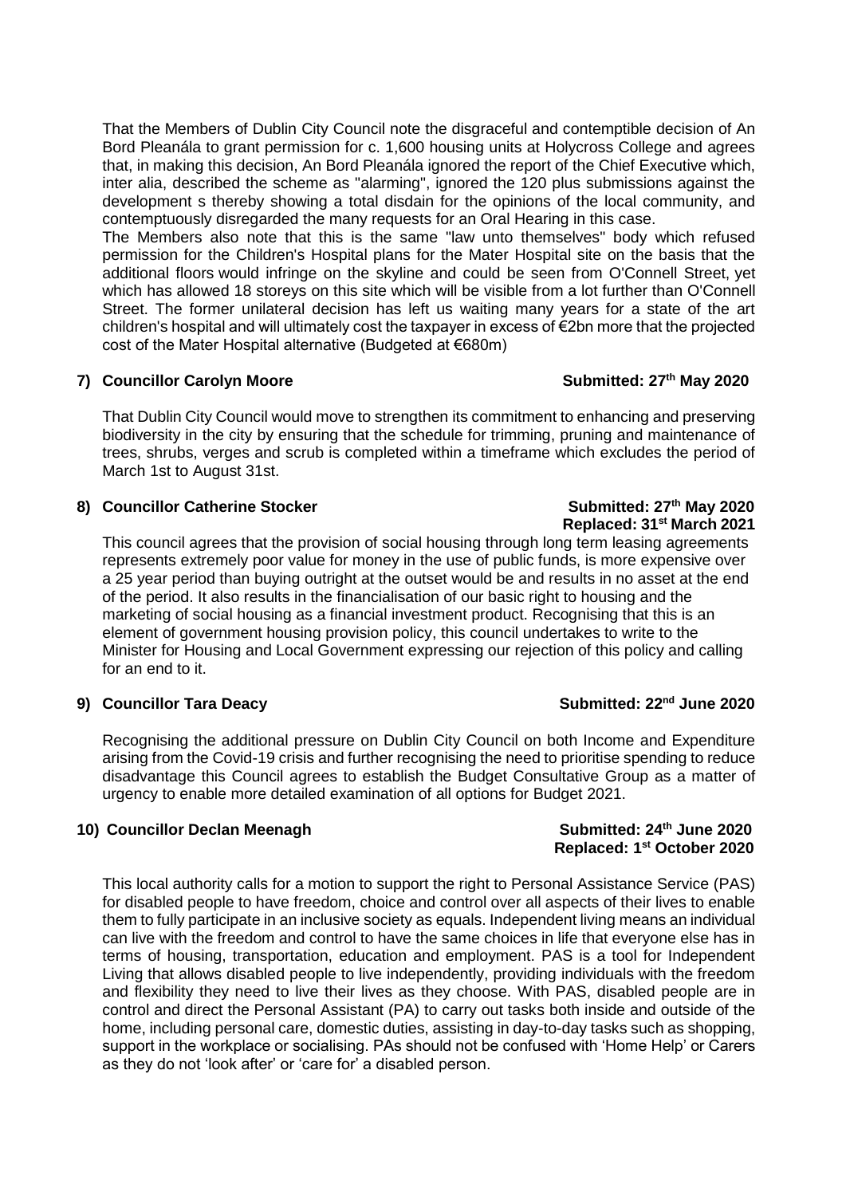That the Members of Dublin City Council note the disgraceful and contemptible decision of An Bord Pleanála to grant permission for c. 1,600 housing units at Holycross College and agrees that, in making this decision, An Bord Pleanála ignored the report of the Chief Executive which, inter alia, described the scheme as "alarming", ignored the 120 plus submissions against the development s thereby showing a total disdain for the opinions of the local community, and contemptuously disregarded the many requests for an Oral Hearing in this case.

The Members also note that this is the same "law unto themselves" body which refused permission for the Children's Hospital plans for the Mater Hospital site on the basis that the additional floors would infringe on the skyline and could be seen from O'Connell Street, yet which has allowed 18 storeys on this site which will be visible from a lot further than O'Connell Street. The former unilateral decision has left us waiting many years for a state of the art children's hospital and will ultimately cost the taxpayer in excess of €2bn more that the projected cost of the Mater Hospital alternative (Budgeted at €680m)

**7) Councillor Carolyn Moore** **Submitted: 27th May 2020**

That Dublin City Council would move to strengthen its commitment to enhancing and preserving biodiversity in the city by ensuring that the schedule for trimming, pruning and maintenance of trees, shrubs, verges and scrub is completed within a timeframe which excludes the period of March 1st to August 31st.

**8) Councillor Catherine Stocker** **Submitted: 27th May 2020**
**Replaced: 31st March 2021**

This council agrees that the provision of social housing through long term leasing agreements represents extremely poor value for money in the use of public funds, is more expensive over a 25 year period than buying outright at the outset would be and results in no asset at the end of the period. It also results in the financialisation of our basic right to housing and the marketing of social housing as a financial investment product. Recognising that this is an element of government housing provision policy, this council undertakes to write to the Minister for Housing and Local Government expressing our rejection of this policy and calling for an end to it.

**9) Councillor Tara Deacy** **Submitted: 22nd June 2020**

Recognising the additional pressure on Dublin City Council on both Income and Expenditure arising from the Covid-19 crisis and further recognising the need to prioritise spending to reduce disadvantage this Council agrees to establish the Budget Consultative Group as a matter of urgency to enable more detailed examination of all options for Budget 2021.

**10) Councillor Declan Meenagh** **Submitted: 24th June 2020**
**Replaced: 1st October 2020**

This local authority calls for a motion to support the right to Personal Assistance Service (PAS) for disabled people to have freedom, choice and control over all aspects of their lives to enable them to fully participate in an inclusive society as equals. Independent living means an individual can live with the freedom and control to have the same choices in life that everyone else has in terms of housing, transportation, education and employment. PAS is a tool for Independent Living that allows disabled people to live independently, providing individuals with the freedom and flexibility they need to live their lives as they choose. With PAS, disabled people are in control and direct the Personal Assistant (PA) to carry out tasks both inside and outside of the home, including personal care, domestic duties, assisting in day-to-day tasks such as shopping, support in the workplace or socialising. PAs should not be confused with 'Home Help' or Carers as they do not 'look after' or 'care for' a disabled person.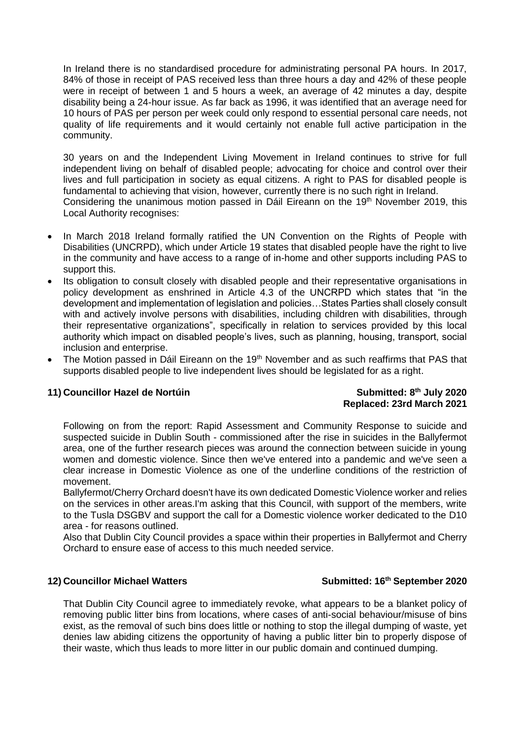In Ireland there is no standardised procedure for administrating personal PA hours. In 2017, 84% of those in receipt of PAS received less than three hours a day and 42% of these people were in receipt of between 1 and 5 hours a week, an average of 42 minutes a day, despite disability being a 24-hour issue. As far back as 1996, it was identified that an average need for 10 hours of PAS per person per week could only respond to essential personal care needs, not quality of life requirements and it would certainly not enable full active participation in the community.

30 years on and the Independent Living Movement in Ireland continues to strive for full independent living on behalf of disabled people; advocating for choice and control over their lives and full participation in society as equal citizens. A right to PAS for disabled people is fundamental to achieving that vision, however, currently there is no such right in Ireland.
Considering the unanimous motion passed in Dáil Eireann on the 19th November 2019, this Local Authority recognises:

- In March 2018 Ireland formally ratified the UN Convention on the Rights of People with Disabilities (UNCRPD), which under Article 19 states that disabled people have the right to live in the community and have access to a range of in-home and other supports including PAS to support this.
- Its obligation to consult closely with disabled people and their representative organisations in policy development as enshrined in Article 4.3 of the UNCRPD which states that "in the development and implementation of legislation and policies…States Parties shall closely consult with and actively involve persons with disabilities, including children with disabilities, through their representative organizations", specifically in relation to services provided by this local authority which impact on disabled people's lives, such as planning, housing, transport, social inclusion and enterprise.
- The Motion passed in Dáil Eireann on the 19th November and as such reaffirms that PAS that supports disabled people to live independent lives should be legislated for as a right.

### 11) Councillor Hazel de Nortúin

**Submitted: 8th July 2020**
**Replaced: 23rd March 2021**

Following on from the report: Rapid Assessment and Community Response to suicide and suspected suicide in Dublin South - commissioned after the rise in suicides in the Ballyfermot area, one of the further research pieces was around the connection between suicide in young women and domestic violence. Since then we've entered into a pandemic and we've seen a clear increase in Domestic Violence as one of the underline conditions of the restriction of movement.
Ballyfermot/Cherry Orchard doesn't have its own dedicated Domestic Violence worker and relies on the services in other areas.I'm asking that this Council, with support of the members, write to the Tusla DSGBV and support the call for a Domestic violence worker dedicated to the D10 area - for reasons outlined.
Also that Dublin City Council provides a space within their properties in Ballyfermot and Cherry Orchard to ensure ease of access to this much needed service.

### 12) Councillor Michael Watters

**Submitted: 16th September 2020**

That Dublin City Council agree to immediately revoke, what appears to be a blanket policy of removing public litter bins from locations, where cases of anti-social behaviour/misuse of bins exist, as the removal of such bins does little or nothing to stop the illegal dumping of waste, yet denies law abiding citizens the opportunity of having a public litter bin to properly dispose of their waste, which thus leads to more litter in our public domain and continued dumping.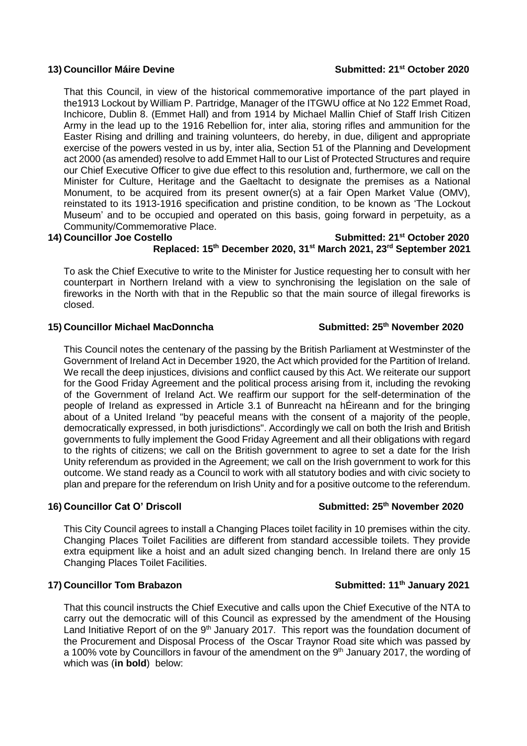**13) Councillor Máire Devine Submitted: 21st October 2020**

That this Council, in view of the historical commemorative importance of the part played in the1913 Lockout by William P. Partridge, Manager of the ITGWU office at No 122 Emmet Road, Inchicore, Dublin 8. (Emmet Hall) and from 1914 by Michael Mallin Chief of Staff Irish Citizen Army in the lead up to the 1916 Rebellion for, inter alia, storing rifles and ammunition for the Easter Rising and drilling and training volunteers, do hereby, in due, diligent and appropriate exercise of the powers vested in us by, inter alia, Section 51 of the Planning and Development act 2000 (as amended) resolve to add Emmet Hall to our List of Protected Structures and require our Chief Executive Officer to give due effect to this resolution and, furthermore, we call on the Minister for Culture, Heritage and the Gaeltacht to designate the premises as a National Monument, to be acquired from its present owner(s) at a fair Open Market Value (OMV), reinstated to its 1913-1916 specification and pristine condition, to be known as 'The Lockout Museum' and to be occupied and operated on this basis, going forward in perpetuity, as a Community/Commemorative Place.

**14) Councillor Joe Costello Submitted: 21st October 2020**
**Replaced: 15th December 2020, 31st March 2021, 23rd September 2021**

To ask the Chief Executive to write to the Minister for Justice requesting her to consult with her counterpart in Northern Ireland with a view to synchronising the legislation on the sale of fireworks in the North with that in the Republic so that the main source of illegal fireworks is closed.

**15) Councillor Michael MacDonncha Submitted: 25th November 2020**

This Council notes the centenary of the passing by the British Parliament at Westminster of the Government of Ireland Act in December 1920, the Act which provided for the Partition of Ireland. We recall the deep injustices, divisions and conflict caused by this Act. We reiterate our support for the Good Friday Agreement and the political process arising from it, including the revoking of the Government of Ireland Act. We reaffirm our support for the self-determination of the people of Ireland as expressed in Article 3.1 of Bunreacht na hÉireann and for the bringing about of a United Ireland "by peaceful means with the consent of a majority of the people, democratically expressed, in both jurisdictions". Accordingly we call on both the Irish and British governments to fully implement the Good Friday Agreement and all their obligations with regard to the rights of citizens; we call on the British government to agree to set a date for the Irish Unity referendum as provided in the Agreement; we call on the Irish government to work for this outcome. We stand ready as a Council to work with all statutory bodies and with civic society to plan and prepare for the referendum on Irish Unity and for a positive outcome to the referendum.

**16) Councillor Cat O' Driscoll Submitted: 25th November 2020**

This City Council agrees to install a Changing Places toilet facility in 10 premises within the city. Changing Places Toilet Facilities are different from standard accessible toilets. They provide extra equipment like a hoist and an adult sized changing bench. In Ireland there are only 15 Changing Places Toilet Facilities.

**17) Councillor Tom Brabazon Submitted: 11th January 2021**

That this council instructs the Chief Executive and calls upon the Chief Executive of the NTA to carry out the democratic will of this Council as expressed by the amendment of the Housing Land Initiative Report of on the 9th January 2017. This report was the foundation document of the Procurement and Disposal Process of the Oscar Traynor Road site which was passed by a 100% vote by Councillors in favour of the amendment on the 9th January 2017, the wording of which was (**in bold**) below: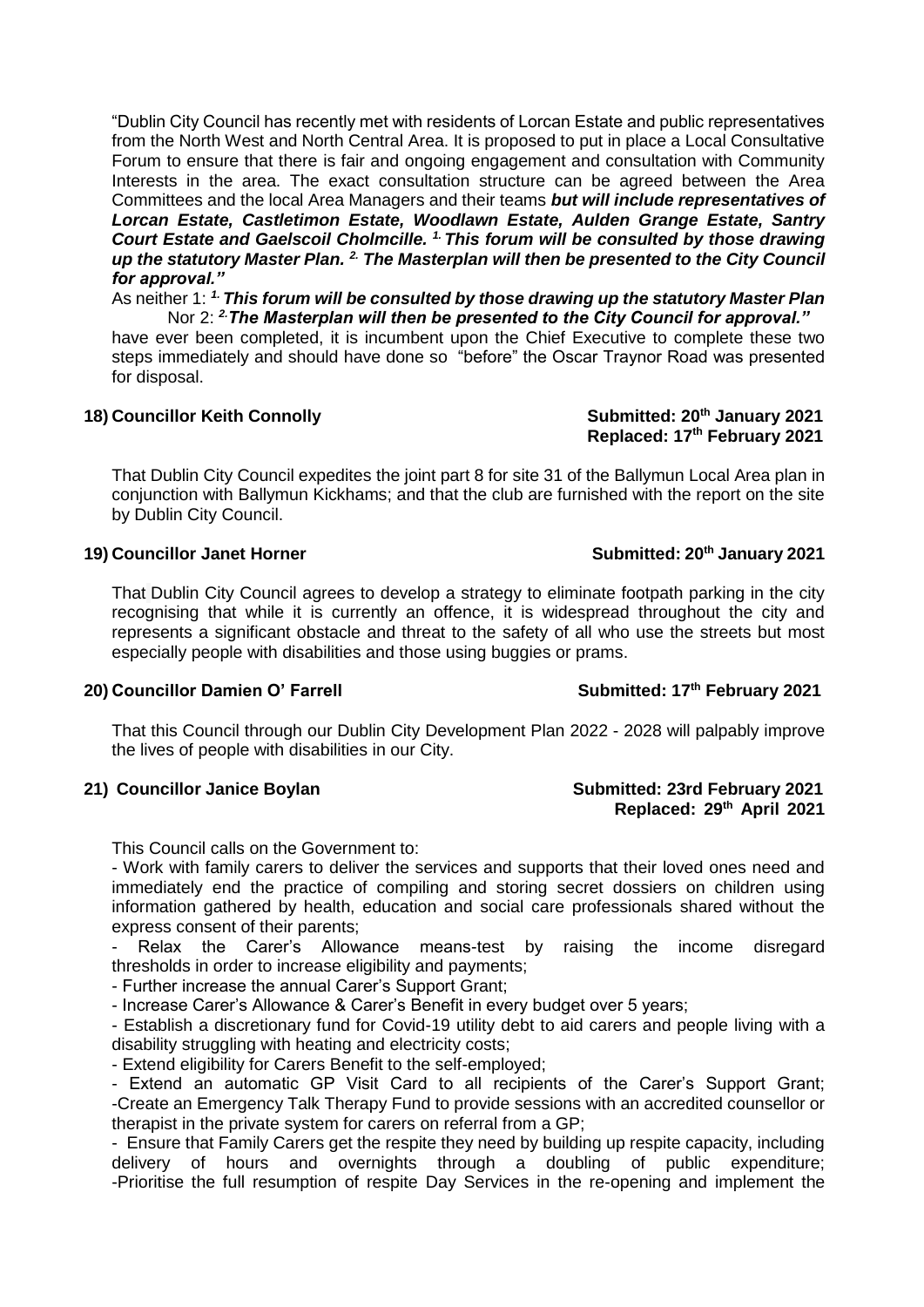"Dublin City Council has recently met with residents of Lorcan Estate and public representatives from the North West and North Central Area. It is proposed to put in place a Local Consultative Forum to ensure that there is fair and ongoing engagement and consultation with Community Interests in the area. The exact consultation structure can be agreed between the Area Committees and the local Area Managers and their teams ***but will include representatives of Lorcan Estate, Castletimon Estate, Woodlawn Estate, Aulden Grange Estate, Santry Court Estate and Gaelscoil Cholmcille. [1.] This forum will be consulted by those drawing up the statutory Master Plan. [2.] The Masterplan will then be presented to the City Council for approval."***

As neither 1: ***[1.] This forum will be consulted by those drawing up the statutory Master Plan***
Nor 2: ***[2.] The Masterplan will then be presented to the City Council for approval."***
have ever been completed, it is incumbent upon the Chief Executive to complete these two steps immediately and should have done so "before" the Oscar Traynor Road was presented for disposal.

**18) Councillor Keith Connolly** **Submitted: 20th January 2021**
**Replaced: 17th February 2021**

That Dublin City Council expedites the joint part 8 for site 31 of the Ballymun Local Area plan in conjunction with Ballymun Kickhams; and that the club are furnished with the report on the site by Dublin City Council.

**19) Councillor Janet Horner** **Submitted: 20th January 2021**

That Dublin City Council agrees to develop a strategy to eliminate footpath parking in the city recognising that while it is currently an offence, it is widespread throughout the city and represents a significant obstacle and threat to the safety of all who use the streets but most especially people with disabilities and those using buggies or prams.

**20) Councillor Damien O' Farrell** **Submitted: 17th February 2021**

That this Council through our Dublin City Development Plan 2022 - 2028 will palpably improve the lives of people with disabilities in our City.

**21) Councillor Janice Boylan** **Submitted: 23rd February 2021**
**Replaced: 29th April 2021**

This Council calls on the Government to:

- Work with family carers to deliver the services and supports that their loved ones need and immediately end the practice of compiling and storing secret dossiers on children using information gathered by health, education and social care professionals shared without the express consent of their parents;
- Relax the Carer's Allowance means-test by raising the income disregard thresholds in order to increase eligibility and payments;
- Further increase the annual Carer's Support Grant;
- Increase Carer's Allowance & Carer's Benefit in every budget over 5 years;
- Establish a discretionary fund for Covid-19 utility debt to aid carers and people living with a disability struggling with heating and electricity costs;
- Extend eligibility for Carers Benefit to the self-employed;
- Extend an automatic GP Visit Card to all recipients of the Carer's Support Grant;
- Create an Emergency Talk Therapy Fund to provide sessions with an accredited counsellor or therapist in the private system for carers on referral from a GP;
- Ensure that Family Carers get the respite they need by building up respite capacity, including delivery of hours and overnights through a doubling of public expenditure;
- Prioritise the full resumption of respite Day Services in the re-opening and implement the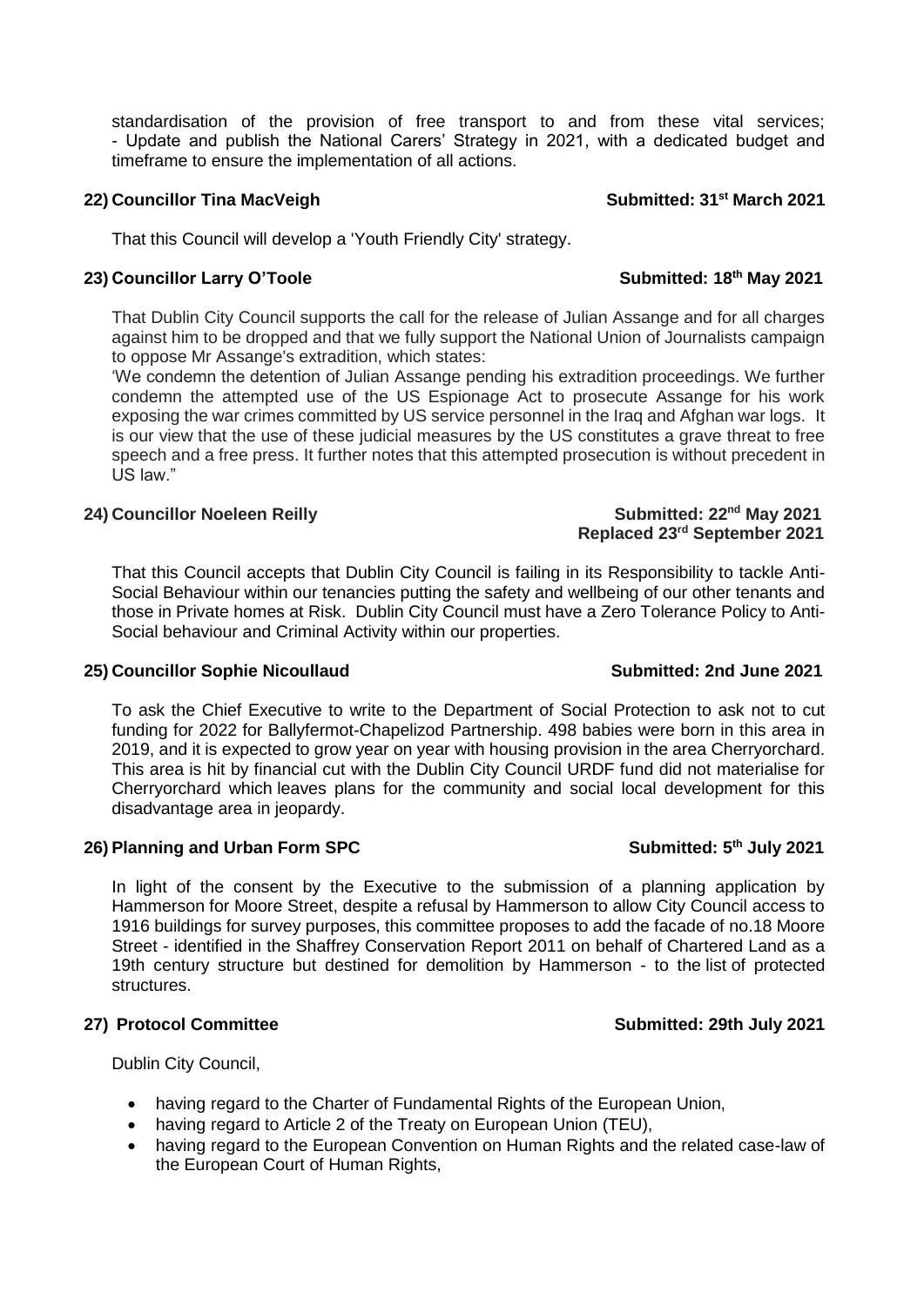standardisation of the provision of free transport to and from these vital services;
- Update and publish the National Carers' Strategy in 2021, with a dedicated budget and timeframe to ensure the implementation of all actions.

**22) Councillor Tina MacVeigh** **Submitted: 31st March 2021**

That this Council will develop a 'Youth Friendly City' strategy.

**23) Councillor Larry O'Toole** **Submitted: 18th May 2021**

That Dublin City Council supports the call for the release of Julian Assange and for all charges against him to be dropped and that we fully support the National Union of Journalists campaign to oppose Mr Assange's extradition, which states:
'We condemn the detention of Julian Assange pending his extradition proceedings. We further condemn the attempted use of the US Espionage Act to prosecute Assange for his work exposing the war crimes committed by US service personnel in the Iraq and Afghan war logs. It is our view that the use of these judicial measures by the US constitutes a grave threat to free speech and a free press. It further notes that this attempted prosecution is without precedent in US law."

**24) Councillor Noeleen Reilly** **Submitted: 22nd May 2021**
**Replaced 23rd September 2021**

That this Council accepts that Dublin City Council is failing in its Responsibility to tackle Anti-Social Behaviour within our tenancies putting the safety and wellbeing of our other tenants and those in Private homes at Risk. Dublin City Council must have a Zero Tolerance Policy to Anti-Social behaviour and Criminal Activity within our properties.

**25) Councillor Sophie Nicoullaud** **Submitted: 2nd June 2021**

To ask the Chief Executive to write to the Department of Social Protection to ask not to cut funding for 2022 for Ballyfermot-Chapelizod Partnership. 498 babies were born in this area in 2019, and it is expected to grow year on year with housing provision in the area Cherryorchard. This area is hit by financial cut with the Dublin City Council URDF fund did not materialise for Cherryorchard which leaves plans for the community and social local development for this disadvantage area in jeopardy.

**26) Planning and Urban Form SPC** **Submitted: 5th July 2021**

In light of the consent by the Executive to the submission of a planning application by Hammerson for Moore Street, despite a refusal by Hammerson to allow City Council access to 1916 buildings for survey purposes, this committee proposes to add the facade of no.18 Moore Street - identified in the Shaffrey Conservation Report 2011 on behalf of Chartered Land as a 19th century structure but destined for demolition by Hammerson - to the list of protected structures.

**27) Protocol Committee** **Submitted: 29th July 2021**

Dublin City Council,

- having regard to the Charter of Fundamental Rights of the European Union,
- having regard to Article 2 of the Treaty on European Union (TEU),
- having regard to the European Convention on Human Rights and the related case-law of the European Court of Human Rights,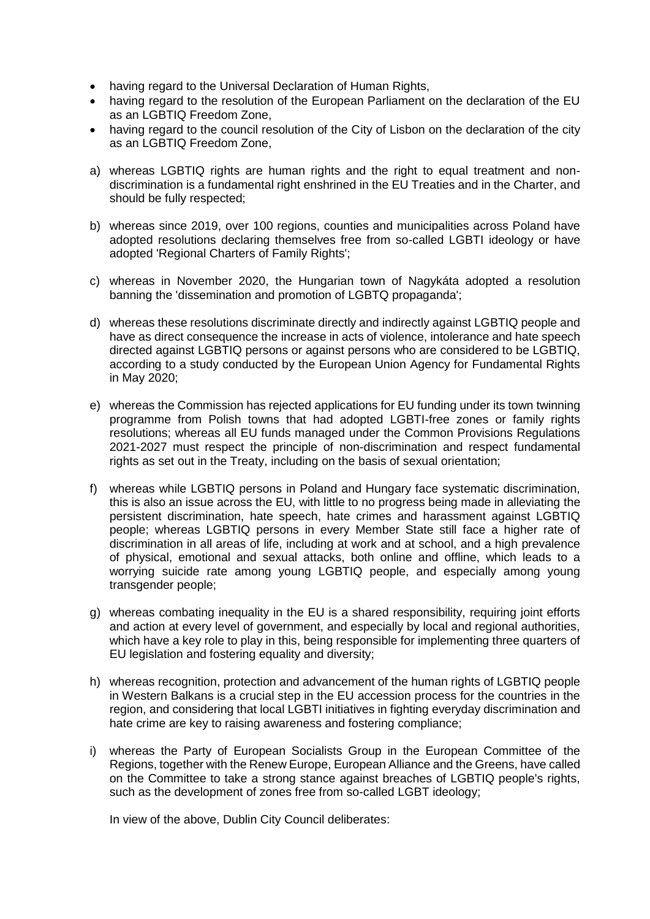- having regard to the Universal Declaration of Human Rights,
- having regard to the resolution of the European Parliament on the declaration of the EU as an LGBTIQ Freedom Zone,
- having regard to the council resolution of the City of Lisbon on the declaration of the city as an LGBTIQ Freedom Zone,

a) whereas LGBTIQ rights are human rights and the right to equal treatment and non-discrimination is a fundamental right enshrined in the EU Treaties and in the Charter, and should be fully respected;

b) whereas since 2019, over 100 regions, counties and municipalities across Poland have adopted resolutions declaring themselves free from so-called LGBTI ideology or have adopted 'Regional Charters of Family Rights';

c) whereas in November 2020, the Hungarian town of Nagykáta adopted a resolution banning the 'dissemination and promotion of LGBTQ propaganda';

d) whereas these resolutions discriminate directly and indirectly against LGBTIQ people and have as direct consequence the increase in acts of violence, intolerance and hate speech directed against LGBTIQ persons or against persons who are considered to be LGBTIQ, according to a study conducted by the European Union Agency for Fundamental Rights in May 2020;

e) whereas the Commission has rejected applications for EU funding under its town twinning programme from Polish towns that had adopted LGBTI-free zones or family rights resolutions; whereas all EU funds managed under the Common Provisions Regulations 2021-2027 must respect the principle of non-discrimination and respect fundamental rights as set out in the Treaty, including on the basis of sexual orientation;

f) whereas while LGBTIQ persons in Poland and Hungary face systematic discrimination, this is also an issue across the EU, with little to no progress being made in alleviating the persistent discrimination, hate speech, hate crimes and harassment against LGBTIQ people; whereas LGBTIQ persons in every Member State still face a higher rate of discrimination in all areas of life, including at work and at school, and a high prevalence of physical, emotional and sexual attacks, both online and offline, which leads to a worrying suicide rate among young LGBTIQ people, and especially among young transgender people;

g) whereas combating inequality in the EU is a shared responsibility, requiring joint efforts and action at every level of government, and especially by local and regional authorities, which have a key role to play in this, being responsible for implementing three quarters of EU legislation and fostering equality and diversity;

h) whereas recognition, protection and advancement of the human rights of LGBTIQ people in Western Balkans is a crucial step in the EU accession process for the countries in the region, and considering that local LGBTI initiatives in fighting everyday discrimination and hate crime are key to raising awareness and fostering compliance;

i) whereas the Party of European Socialists Group in the European Committee of the Regions, together with the Renew Europe, European Alliance and the Greens, have called on the Committee to take a strong stance against breaches of LGBTIQ people's rights, such as the development of zones free from so-called LGBT ideology;

In view of the above, Dublin City Council deliberates: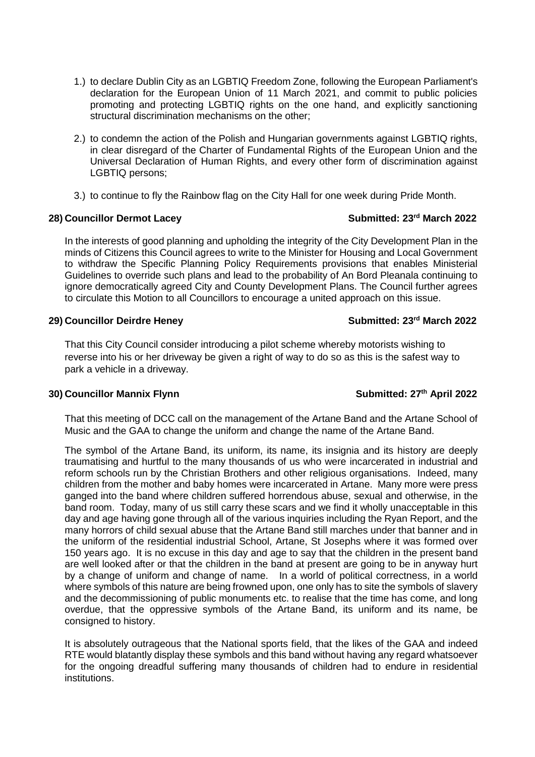1.) to declare Dublin City as an LGBTIQ Freedom Zone, following the European Parliament's declaration for the European Union of 11 March 2021, and commit to public policies promoting and protecting LGBTIQ rights on the one hand, and explicitly sanctioning structural discrimination mechanisms on the other;

2.) to condemn the action of the Polish and Hungarian governments against LGBTIQ rights, in clear disregard of the Charter of Fundamental Rights of the European Union and the Universal Declaration of Human Rights, and every other form of discrimination against LGBTIQ persons;

3.) to continue to fly the Rainbow flag on the City Hall for one week during Pride Month.

**28) Councillor Dermot Lacey** **Submitted: 23rd March 2022**

In the interests of good planning and upholding the integrity of the City Development Plan in the minds of Citizens this Council agrees to write to the Minister for Housing and Local Government to withdraw the Specific Planning Policy Requirements provisions that enables Ministerial Guidelines to override such plans and lead to the probability of An Bord Pleanala continuing to ignore democratically agreed City and County Development Plans. The Council further agrees to circulate this Motion to all Councillors to encourage a united approach on this issue.

**29) Councillor Deirdre Heney** **Submitted: 23rd March 2022**

That this City Council consider introducing a pilot scheme whereby motorists wishing to reverse into his or her driveway be given a right of way to do so as this is the safest way to park a vehicle in a driveway.

**30) Councillor Mannix Flynn** **Submitted: 27th April 2022**

That this meeting of DCC call on the management of the Artane Band and the Artane School of Music and the GAA to change the uniform and change the name of the Artane Band.

The symbol of the Artane Band, its uniform, its name, its insignia and its history are deeply traumatising and hurtful to the many thousands of us who were incarcerated in industrial and reform schools run by the Christian Brothers and other religious organisations. Indeed, many children from the mother and baby homes were incarcerated in Artane. Many more were press ganged into the band where children suffered horrendous abuse, sexual and otherwise, in the band room. Today, many of us still carry these scars and we find it wholly unacceptable in this day and age having gone through all of the various inquiries including the Ryan Report, and the many horrors of child sexual abuse that the Artane Band still marches under that banner and in the uniform of the residential industrial School, Artane, St Josephs where it was formed over 150 years ago. It is no excuse in this day and age to say that the children in the present band are well looked after or that the children in the band at present are going to be in anyway hurt by a change of uniform and change of name. In a world of political correctness, in a world where symbols of this nature are being frowned upon, one only has to site the symbols of slavery and the decommissioning of public monuments etc. to realise that the time has come, and long overdue, that the oppressive symbols of the Artane Band, its uniform and its name, be consigned to history.

It is absolutely outrageous that the National sports field, that the likes of the GAA and indeed RTE would blatantly display these symbols and this band without having any regard whatsoever for the ongoing dreadful suffering many thousands of children had to endure in residential institutions.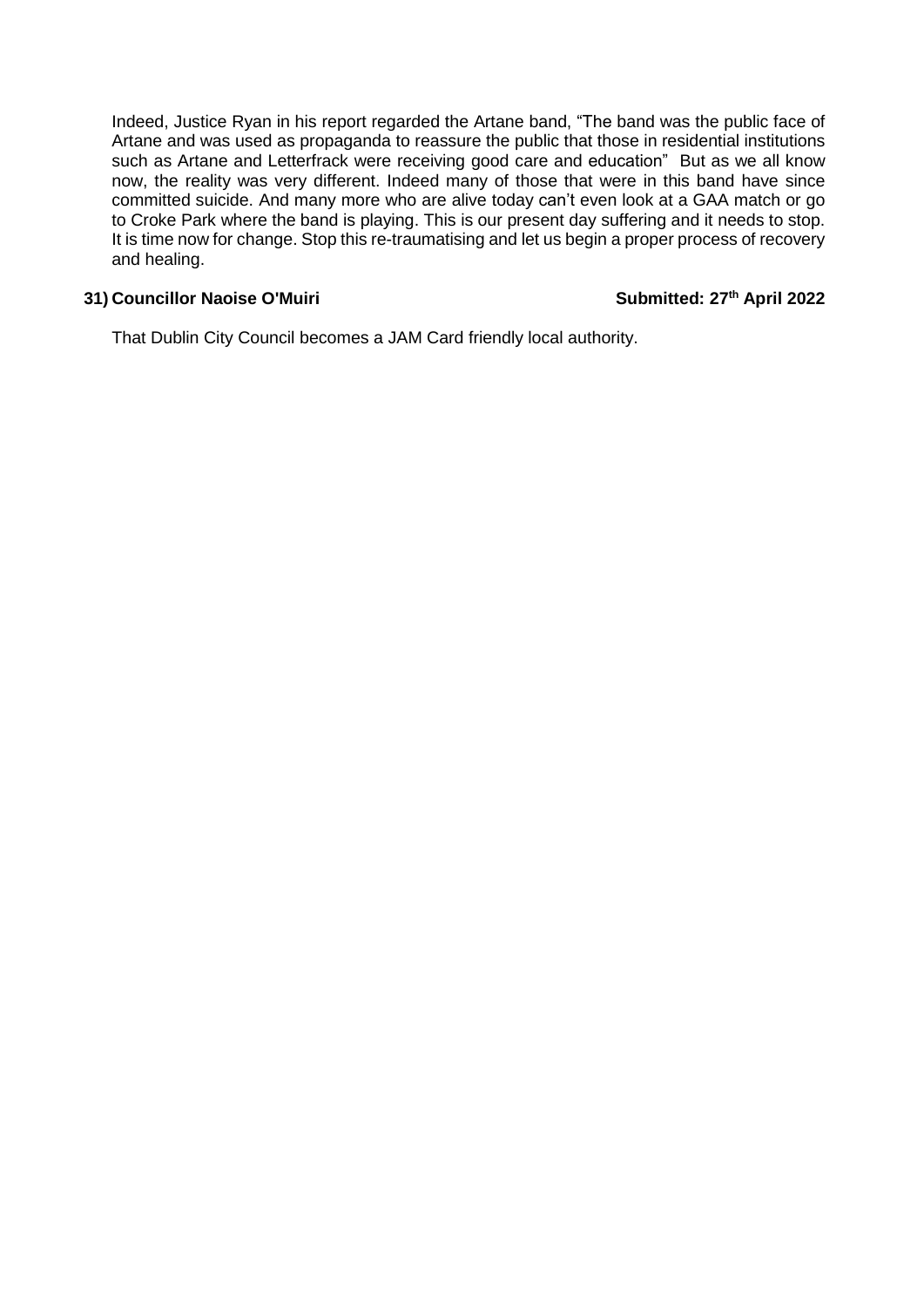Indeed, Justice Ryan in his report regarded the Artane band, "The band was the public face of Artane and was used as propaganda to reassure the public that those in residential institutions such as Artane and Letterfrack were receiving good care and education" But as we all know now, the reality was very different. Indeed many of those that were in this band have since committed suicide. And many more who are alive today can't even look at a GAA match or go to Croke Park where the band is playing. This is our present day suffering and it needs to stop. It is time now for change. Stop this re-traumatising and let us begin a proper process of recovery and healing.

**31) Councillor Naoise O'Muiri** **Submitted: 27th April 2022**

That Dublin City Council becomes a JAM Card friendly local authority.